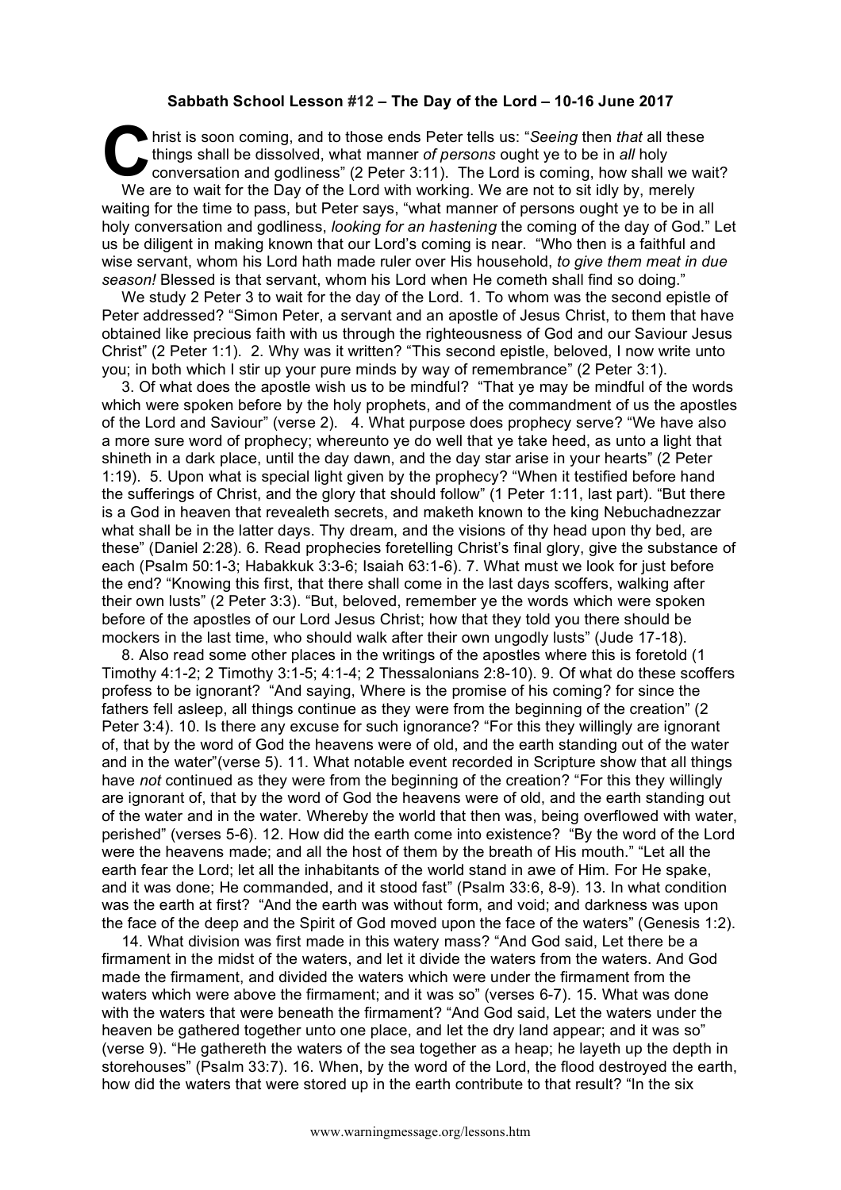**Sabbath School Lesson #12 – The Day of the Lord – 10-16 June 2017**

Christ is soon coming, and to those ends Peter tells us: "*Seeing* then *that* all these things shall be dissolved, what manner *of persons* ought ye to be in *all* holy conversation and godliness" (2 Peter 3:11). The Lord is coming, how shall we wait? We are to wait for the Day of the Lord with working. We are not to sit idly by, merely waiting for the time to pass, but Peter says, "what manner of persons ought ye to be in all holy conversation and godliness, *looking for an hastening* the coming of the day of God." Let us be diligent in making known that our Lord's coming is near. "Who then is a faithful and wise servant, whom his Lord hath made ruler over His household, *to give them meat in due season!* Blessed is that servant, whom his Lord when He cometh shall find so doing."

We study 2 Peter 3 to wait for the day of the Lord. 1. To whom was the second epistle of Peter addressed? "Simon Peter, a servant and an apostle of Jesus Christ, to them that have obtained like precious faith with us through the righteousness of God and our Saviour Jesus Christ" (2 Peter 1:1). 2. Why was it written? "This second epistle, beloved, I now write unto you; in both which I stir up your pure minds by way of remembrance" (2 Peter 3:1).

3. Of what does the apostle wish us to be mindful? "That ye may be mindful of the words which were spoken before by the holy prophets, and of the commandment of us the apostles of the Lord and Saviour" (verse 2). 4. What purpose does prophecy serve? "We have also a more sure word of prophecy; whereunto ye do well that ye take heed, as unto a light that shineth in a dark place, until the day dawn, and the day star arise in your hearts" (2 Peter 1:19). 5. Upon what is special light given by the prophecy? "When it testified before hand the sufferings of Christ, and the glory that should follow" (1 Peter 1:11, last part). "But there is a God in heaven that revealeth secrets, and maketh known to the king Nebuchadnezzar what shall be in the latter days. Thy dream, and the visions of thy head upon thy bed, are these" (Daniel 2:28). 6. Read prophecies foretelling Christ's final glory, give the substance of each (Psalm 50:1-3; Habakkuk 3:3-6; Isaiah 63:1-6). 7. What must we look for just before the end? "Knowing this first, that there shall come in the last days scoffers, walking after their own lusts" (2 Peter 3:3). "But, beloved, remember ye the words which were spoken before of the apostles of our Lord Jesus Christ; how that they told you there should be mockers in the last time, who should walk after their own ungodly lusts" (Jude 17-18).

8. Also read some other places in the writings of the apostles where this is foretold (1 Timothy 4:1-2; 2 Timothy 3:1-5; 4:1-4; 2 Thessalonians 2:8-10). 9. Of what do these scoffers profess to be ignorant? "And saying, Where is the promise of his coming? for since the fathers fell asleep, all things continue as they were from the beginning of the creation" (2 Peter 3:4). 10. Is there any excuse for such ignorance? "For this they willingly are ignorant of, that by the word of God the heavens were of old, and the earth standing out of the water and in the water"(verse 5). 11. What notable event recorded in Scripture show that all things have *not* continued as they were from the beginning of the creation? "For this they willingly are ignorant of, that by the word of God the heavens were of old, and the earth standing out of the water and in the water. Whereby the world that then was, being overflowed with water, perished" (verses 5-6). 12. How did the earth come into existence? "By the word of the Lord were the heavens made; and all the host of them by the breath of His mouth." "Let all the earth fear the Lord; let all the inhabitants of the world stand in awe of Him. For He spake, and it was done; He commanded, and it stood fast" (Psalm 33:6, 8-9). 13. In what condition was the earth at first? "And the earth was without form, and void; and darkness was upon the face of the deep and the Spirit of God moved upon the face of the waters" (Genesis 1:2).

14. What division was first made in this watery mass? "And God said, Let there be a firmament in the midst of the waters, and let it divide the waters from the waters. And God made the firmament, and divided the waters which were under the firmament from the waters which were above the firmament; and it was so" (verses 6-7). 15. What was done with the waters that were beneath the firmament? "And God said, Let the waters under the heaven be gathered together unto one place, and let the dry land appear; and it was so" (verse 9). "He gathereth the waters of the sea together as a heap; he layeth up the depth in storehouses" (Psalm 33:7). 16. When, by the word of the Lord, the flood destroyed the earth, how did the waters that were stored up in the earth contribute to that result? "In the six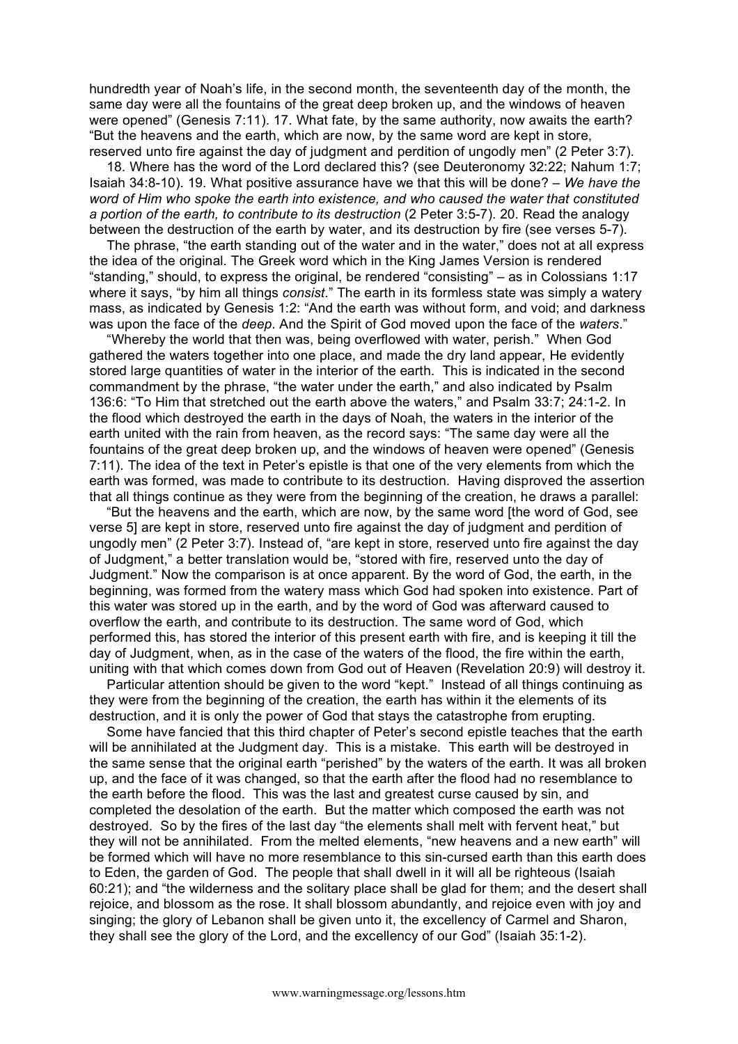hundredth year of Noah's life, in the second month, the seventeenth day of the month, the same day were all the fountains of the great deep broken up, and the windows of heaven were opened" (Genesis 7:11). 17. What fate, by the same authority, now awaits the earth? "But the heavens and the earth, which are now, by the same word are kept in store, reserved unto fire against the day of judgment and perdition of ungodly men" (2 Peter 3:7).

18. Where has the word of the Lord declared this? (see Deuteronomy 32:22; Nahum 1:7; Isaiah 34:8-10). 19. What positive assurance have we that this will be done? – *We have the word of Him who spoke the earth into existence, and who caused the water that constituted a portion of the earth, to contribute to its destruction* (2 Peter 3:5-7). 20. Read the analogy between the destruction of the earth by water, and its destruction by fire (see verses 5-7).

The phrase, "the earth standing out of the water and in the water," does not at all express the idea of the original. The Greek word which in the King James Version is rendered "standing," should, to express the original, be rendered "consisting" – as in Colossians 1:17 where it says, "by him all things *consist*." The earth in its formless state was simply a watery mass, as indicated by Genesis 1:2: "And the earth was without form, and void; and darkness was upon the face of the *deep*. And the Spirit of God moved upon the face of the *waters*."

"Whereby the world that then was, being overflowed with water, perish." When God gathered the waters together into one place, and made the dry land appear, He evidently stored large quantities of water in the interior of the earth. This is indicated in the second commandment by the phrase, "the water under the earth," and also indicated by Psalm 136:6: "To Him that stretched out the earth above the waters," and Psalm 33:7; 24:1-2. In the flood which destroyed the earth in the days of Noah, the waters in the interior of the earth united with the rain from heaven, as the record says: "The same day were all the fountains of the great deep broken up, and the windows of heaven were opened" (Genesis 7:11). The idea of the text in Peter's epistle is that one of the very elements from which the earth was formed, was made to contribute to its destruction. Having disproved the assertion that all things continue as they were from the beginning of the creation, he draws a parallel:

"But the heavens and the earth, which are now, by the same word [the word of God, see verse 5] are kept in store, reserved unto fire against the day of judgment and perdition of ungodly men" (2 Peter 3:7). Instead of, "are kept in store, reserved unto fire against the day of Judgment," a better translation would be, "stored with fire, reserved unto the day of Judgment." Now the comparison is at once apparent. By the word of God, the earth, in the beginning, was formed from the watery mass which God had spoken into existence. Part of this water was stored up in the earth, and by the word of God was afterward caused to overflow the earth, and contribute to its destruction. The same word of God, which performed this, has stored the interior of this present earth with fire, and is keeping it till the day of Judgment, when, as in the case of the waters of the flood, the fire within the earth, uniting with that which comes down from God out of Heaven (Revelation 20:9) will destroy it.

Particular attention should be given to the word "kept." Instead of all things continuing as they were from the beginning of the creation, the earth has within it the elements of its destruction, and it is only the power of God that stays the catastrophe from erupting.

Some have fancied that this third chapter of Peter's second epistle teaches that the earth will be annihilated at the Judgment day. This is a mistake. This earth will be destroyed in the same sense that the original earth "perished" by the waters of the earth. It was all broken up, and the face of it was changed, so that the earth after the flood had no resemblance to the earth before the flood. This was the last and greatest curse caused by sin, and completed the desolation of the earth. But the matter which composed the earth was not destroyed. So by the fires of the last day "the elements shall melt with fervent heat," but they will not be annihilated. From the melted elements, "new heavens and a new earth" will be formed which will have no more resemblance to this sin-cursed earth than this earth does to Eden, the garden of God. The people that shall dwell in it will all be righteous (Isaiah 60:21); and "the wilderness and the solitary place shall be glad for them; and the desert shall rejoice, and blossom as the rose. It shall blossom abundantly, and rejoice even with joy and singing; the glory of Lebanon shall be given unto it, the excellency of Carmel and Sharon, they shall see the glory of the Lord, and the excellency of our God" (Isaiah 35:1-2).